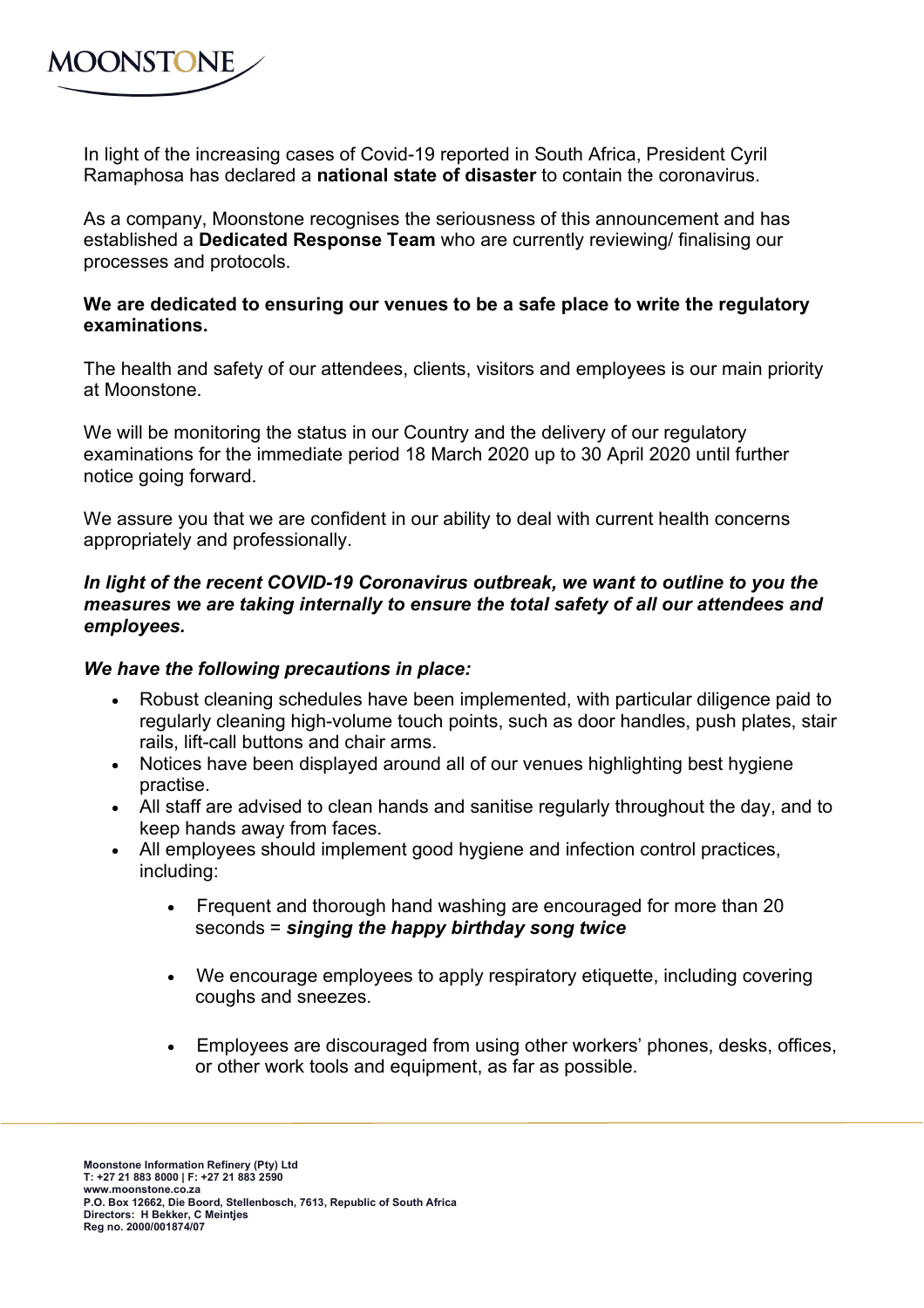MOONSTONE

In light of the increasing cases of Covid-19 reported in South Africa, President Cyril Ramaphosa has declared a **national state of disaster** to contain the coronavirus.

As a company, Moonstone recognises the seriousness of this announcement and has established a **Dedicated Response Team** who are currently reviewing/ finalising our processes and protocols.

**We are dedicated to ensuring our venues to be a safe place to write the regulatory examinations.**

The health and safety of our attendees, clients, visitors and employees is our main priority at Moonstone.

We will be monitoring the status in our Country and the delivery of our regulatory examinations for the immediate period 18 March 2020 up to 30 April 2020 until further notice going forward.

We assure you that we are confident in our ability to deal with current health concerns appropriately and professionally.

***In light of the recent COVID-19 Coronavirus outbreak, we want to outline to you the measures we are taking internally to ensure the total safety of all our attendees and employees.***

***We have the following precautions in place:***

- Robust cleaning schedules have been implemented, with particular diligence paid to regularly cleaning high-volume touch points, such as door handles, push plates, stair rails, lift-call buttons and chair arms.
- Notices have been displayed around all of our venues highlighting best hygiene practise.
- All staff are advised to clean hands and sanitise regularly throughout the day, and to keep hands away from faces.
- All employees should implement good hygiene and infection control practices, including:
    - Frequent and thorough hand washing are encouraged for more than 20 seconds = ***singing the happy birthday song twice***
    - We encourage employees to apply respiratory etiquette, including covering coughs and sneezes.
    - Employees are discouraged from using other workers' phones, desks, offices, or other work tools and equipment, as far as possible.

**Moonstone Information Refinery (Pty) Ltd**
**T: +27 21 883 8000 | F: +27 21 883 2590**
**www.moonstone.co.za**
**P.O. Box 12662, Die Boord, Stellenbosch, 7613, Republic of South Africa**
**Directors: H Bekker, C Meintjes**
**Reg no. 2000/001874/07**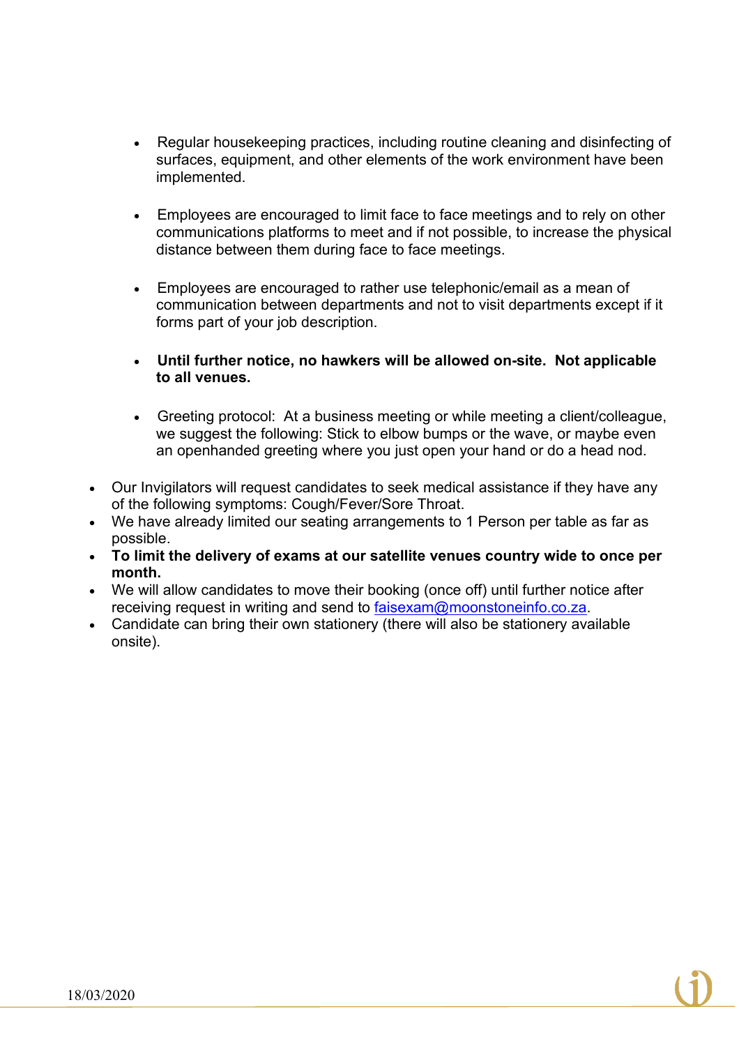- Regular housekeeping practices, including routine cleaning and disinfecting of surfaces, equipment, and other elements of the work environment have been implemented.

- Employees are encouraged to limit face to face meetings and to rely on other communications platforms to meet and if not possible, to increase the physical distance between them during face to face meetings.

- Employees are encouraged to rather use telephonic/email as a mean of communication between departments and not to visit departments except if it forms part of your job description.

- **Until further notice, no hawkers will be allowed on-site. Not applicable to all venues.**

- Greeting protocol: At a business meeting or while meeting a client/colleague, we suggest the following: Stick to elbow bumps or the wave, or maybe even an openhanded greeting where you just open your hand or do a head nod.

- Our Invigilators will request candidates to seek medical assistance if they have any of the following symptoms: Cough/Fever/Sore Throat.
- We have already limited our seating arrangements to 1 Person per table as far as possible.
- **To limit the delivery of exams at our satellite venues country wide to once per month.**
- We will allow candidates to move their booking (once off) until further notice after receiving request in writing and send to faisexam@moonstoneinfo.co.za.
- Candidate can bring their own stationery (there will also be stationery available onsite).

18/03/2020